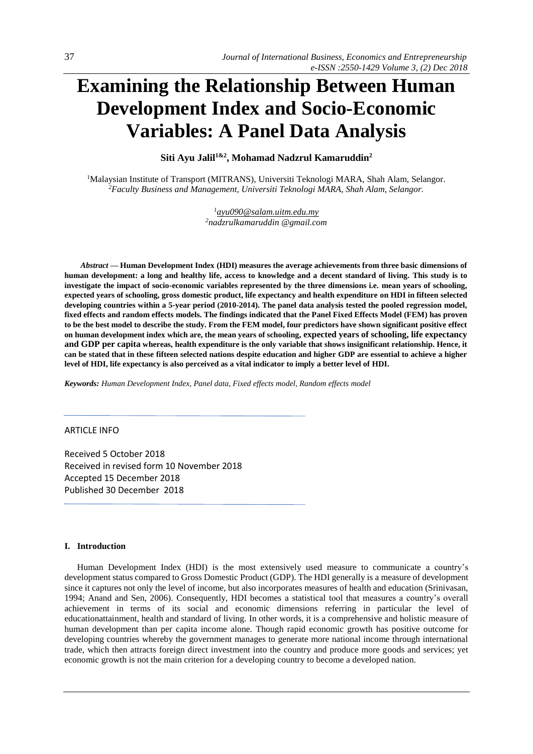# Examining the Relationship Between Human Development Index and Socio-Economic Variables: A Panel Data Analysis

**Siti Ayu Jalil[1&2], Mohamad Nadzrul Kamaruddin[2]**

[1]Malaysian Institute of Transport (MITRANS), Universiti Teknologi MARA, Shah Alam, Selangor.
[2]*Faculty Business and Management, Universiti Teknologi MARA, Shah Alam, Selangor.*

[1]ayu090@salam.uitm.edu.my
[2]nadzrulkamaruddin @gmail.com

***Abstract*** **— Human Development Index (HDI) measures the average achievements from three basic dimensions of human development: a long and healthy life, access to knowledge and a decent standard of living. This study is to investigate the impact of socio-economic variables represented by the three dimensions i.e. mean years of schooling, expected years of schooling, gross domestic product, life expectancy and health expenditure on HDI in fifteen selected developing countries within a 5-year period (2010-2014). The panel data analysis tested the pooled regression model, fixed effects and random effects models. The findings indicated that the Panel Fixed Effects Model (FEM) has proven to be the best model to describe the study. From the FEM model, four predictors have shown significant positive effect on human development index which are, the mean years of schooling, expected years of schooling, life expectancy and GDP per capita whereas, health expenditure is the only variable that shows insignificant relationship. Hence, it can be stated that in these fifteen selected nations despite education and higher GDP are essential to achieve a higher level of HDI, life expectancy is also perceived as a vital indicator to imply a better level of HDI.**

***Keywords:*** *Human Development Index, Panel data, Fixed effects model, Random effects model*

ARTICLE INFO

Received 5 October 2018
Received in revised form 10 November 2018
Accepted 15 December 2018
Published 30 December 2018

## I. Introduction

Human Development Index (HDI) is the most extensively used measure to communicate a country's development status compared to Gross Domestic Product (GDP). The HDI generally is a measure of development since it captures not only the level of income, but also incorporates measures of health and education (Srinivasan, 1994; Anand and Sen, 2006). Consequently, HDI becomes a statistical tool that measures a country's overall achievement in terms of its social and economic dimensions referring in particular the level of educationattainment, health and standard of living. In other words, it is a comprehensive and holistic measure of human development than per capita income alone. Though rapid economic growth has positive outcome for developing countries whereby the government manages to generate more national income through international trade, which then attracts foreign direct investment into the country and produce more goods and services; yet economic growth is not the main criterion for a developing country to become a developed nation.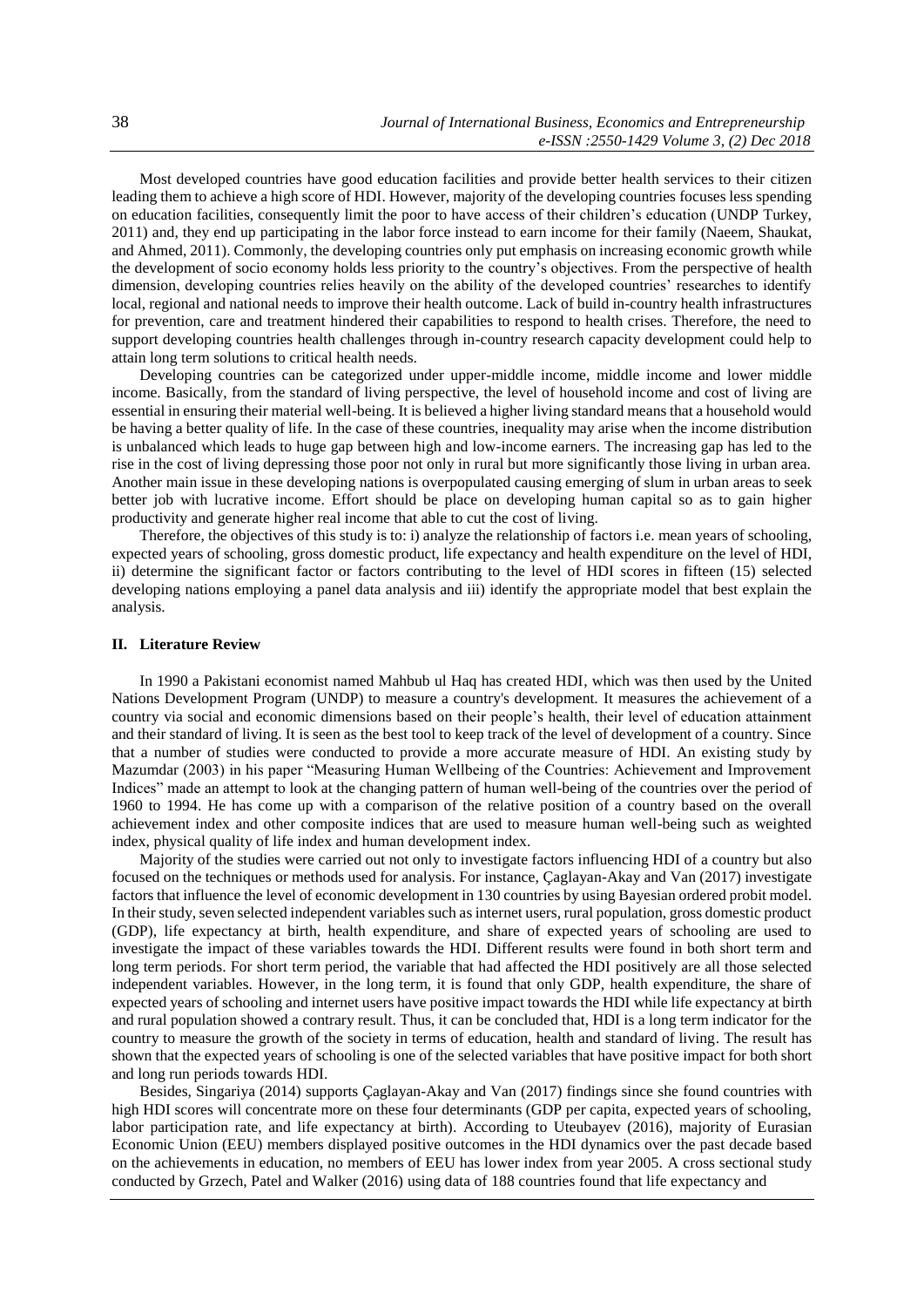Most developed countries have good education facilities and provide better health services to their citizen leading them to achieve a high score of HDI. However, majority of the developing countries focuses less spending on education facilities, consequently limit the poor to have access of their children's education (UNDP Turkey, 2011) and, they end up participating in the labor force instead to earn income for their family (Naeem, Shaukat, and Ahmed, 2011). Commonly, the developing countries only put emphasis on increasing economic growth while the development of socio economy holds less priority to the country's objectives. From the perspective of health dimension, developing countries relies heavily on the ability of the developed countries' researches to identify local, regional and national needs to improve their health outcome. Lack of build in-country health infrastructures for prevention, care and treatment hindered their capabilities to respond to health crises. Therefore, the need to support developing countries health challenges through in-country research capacity development could help to attain long term solutions to critical health needs.

Developing countries can be categorized under upper-middle income, middle income and lower middle income. Basically, from the standard of living perspective, the level of household income and cost of living are essential in ensuring their material well-being. It is believed a higher living standard means that a household would be having a better quality of life. In the case of these countries, inequality may arise when the income distribution is unbalanced which leads to huge gap between high and low-income earners. The increasing gap has led to the rise in the cost of living depressing those poor not only in rural but more significantly those living in urban area. Another main issue in these developing nations is overpopulated causing emerging of slum in urban areas to seek better job with lucrative income. Effort should be place on developing human capital so as to gain higher productivity and generate higher real income that able to cut the cost of living.

Therefore, the objectives of this study is to: i) analyze the relationship of factors i.e. mean years of schooling, expected years of schooling, gross domestic product, life expectancy and health expenditure on the level of HDI, ii) determine the significant factor or factors contributing to the level of HDI scores in fifteen (15) selected developing nations employing a panel data analysis and iii) identify the appropriate model that best explain the analysis.

## II. Literature Review

In 1990 a Pakistani economist named Mahbub ul Haq has created HDI, which was then used by the United Nations Development Program (UNDP) to measure a country's development. It measures the achievement of a country via social and economic dimensions based on their people's health, their level of education attainment and their standard of living. It is seen as the best tool to keep track of the level of development of a country. Since that a number of studies were conducted to provide a more accurate measure of HDI. An existing study by Mazumdar (2003) in his paper "Measuring Human Wellbeing of the Countries: Achievement and Improvement Indices" made an attempt to look at the changing pattern of human well-being of the countries over the period of 1960 to 1994. He has come up with a comparison of the relative position of a country based on the overall achievement index and other composite indices that are used to measure human well-being such as weighted index, physical quality of life index and human development index.

Majority of the studies were carried out not only to investigate factors influencing HDI of a country but also focused on the techniques or methods used for analysis. For instance, Çaglayan-Akay and Van (2017) investigate factors that influence the level of economic development in 130 countries by using Bayesian ordered probit model. In their study, seven selected independent variables such as internet users, rural population, gross domestic product (GDP), life expectancy at birth, health expenditure, and share of expected years of schooling are used to investigate the impact of these variables towards the HDI. Different results were found in both short term and long term periods. For short term period, the variable that had affected the HDI positively are all those selected independent variables. However, in the long term, it is found that only GDP, health expenditure, the share of expected years of schooling and internet users have positive impact towards the HDI while life expectancy at birth and rural population showed a contrary result. Thus, it can be concluded that, HDI is a long term indicator for the country to measure the growth of the society in terms of education, health and standard of living. The result has shown that the expected years of schooling is one of the selected variables that have positive impact for both short and long run periods towards HDI.

Besides, Singariya (2014) supports Çaglayan-Akay and Van (2017) findings since she found countries with high HDI scores will concentrate more on these four determinants (GDP per capita, expected years of schooling, labor participation rate, and life expectancy at birth). According to Uteubayev (2016), majority of Eurasian Economic Union (EEU) members displayed positive outcomes in the HDI dynamics over the past decade based on the achievements in education, no members of EEU has lower index from year 2005. A cross sectional study conducted by Grzech, Patel and Walker (2016) using data of 188 countries found that life expectancy and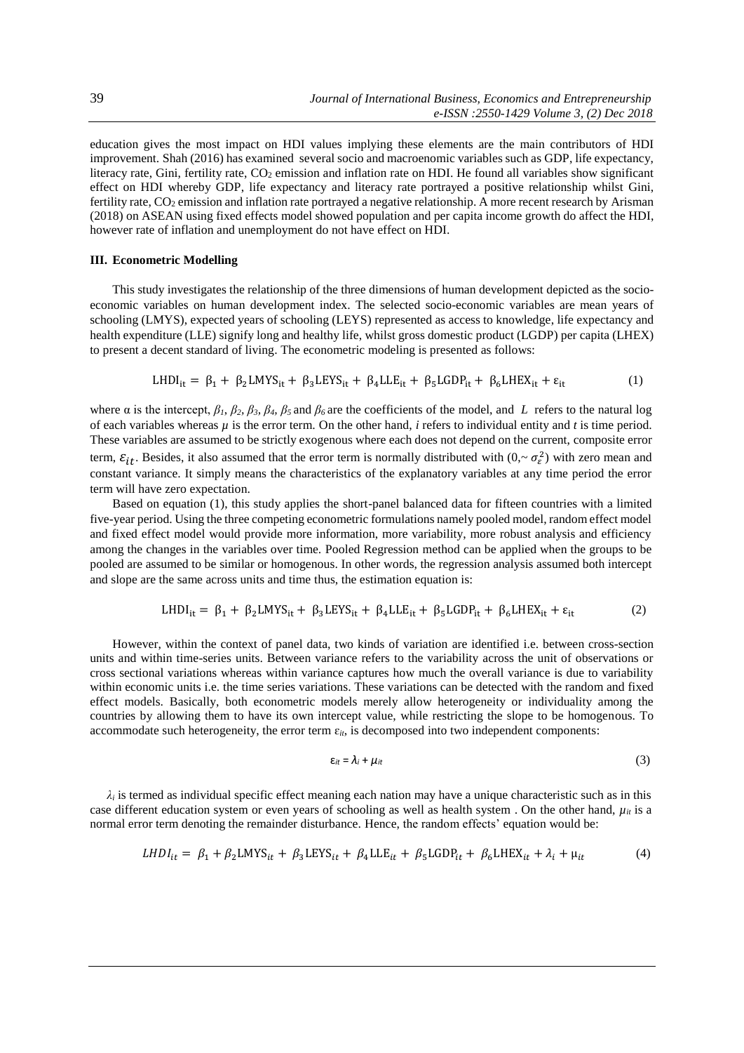education gives the most impact on HDI values implying these elements are the main contributors of HDI improvement. Shah (2016) has examined several socio and macroenomic variables such as GDP, life expectancy, literacy rate, Gini, fertility rate, $CO_2$ emission and inflation rate on HDI. He found all variables show significant effect on HDI whereby GDP, life expectancy and literacy rate portrayed a positive relationship whilst Gini, fertility rate, $CO_2$ emission and inflation rate portrayed a negative relationship. A more recent research by Arisman (2018) on ASEAN using fixed effects model showed population and per capita income growth do affect the HDI, however rate of inflation and unemployment do not have effect on HDI.

### III. Econometric Modelling

This study investigates the relationship of the three dimensions of human development depicted as the socio-economic variables on human development index. The selected socio-economic variables are mean years of schooling (LMYS), expected years of schooling (LEYS) represented as access to knowledge, life expectancy and health expenditure (LLE) signify long and healthy life, whilst gross domestic product (LGDP) per capita (LHEX) to present a decent standard of living. The econometric modeling is presented as follows:

$$\mathrm{LHDI}_{it} = \beta_1 + \beta_2\mathrm{LMYS}_{it} + \beta_3\mathrm{LEYS}_{it} + \beta_4\mathrm{LLE}_{it} + \beta_5\mathrm{LGDP}_{it} + \beta_6\mathrm{LHEX}_{it} + \varepsilon_{it} \tag{1}$$

where α is the intercept, $\beta_1$, $\beta_2$, $\beta_3$, $\beta_4$, $\beta_5$ and $\beta_6$ are the coefficients of the model, and $L$ refers to the natural log of each variables whereas $\mu$ is the error term. On the other hand, $i$ refers to individual entity and $t$ is time period. These variables are assumed to be strictly exogenous where each does not depend on the current, composite error term, $\varepsilon_{it}$. Besides, it also assumed that the error term is normally distributed with $(0,\sim \sigma_\varepsilon^2)$ with zero mean and constant variance. It simply means the characteristics of the explanatory variables at any time period the error term will have zero expectation.

Based on equation (1), this study applies the short-panel balanced data for fifteen countries with a limited five-year period. Using the three competing econometric formulations namely pooled model, random effect model and fixed effect model would provide more information, more variability, more robust analysis and efficiency among the changes in the variables over time. Pooled Regression method can be applied when the groups to be pooled are assumed to be similar or homogenous. In other words, the regression analysis assumed both intercept and slope are the same across units and time thus, the estimation equation is:

$$\mathrm{LHDI}_{it} = \beta_1 + \beta_2\mathrm{LMYS}_{it} + \beta_3\mathrm{LEYS}_{it} + \beta_4\mathrm{LLE}_{it} + \beta_5\mathrm{LGDP}_{it} + \beta_6\mathrm{LHEX}_{it} + \varepsilon_{it} \tag{2}$$

However, within the context of panel data, two kinds of variation are identified i.e. between cross-section units and within time-series units. Between variance refers to the variability across the unit of observations or cross sectional variations whereas within variance captures how much the overall variance is due to variability within economic units i.e. the time series variations. These variations can be detected with the random and fixed effect models. Basically, both econometric models merely allow heterogeneity or individuality among the countries by allowing them to have its own intercept value, while restricting the slope to be homogenous. To accommodate such heterogeneity, the error term $\varepsilon_{it}$, is decomposed into two independent components:

$$\varepsilon_{it} = \lambda_i + \mu_{it} \tag{3}$$

$\lambda_i$ is termed as individual specific effect meaning each nation may have a unique characteristic such as in this case different education system or even years of schooling as well as health system . On the other hand, $\mu_{it}$ is a normal error term denoting the remainder disturbance. Hence, the random effects' equation would be:

$$LHDI_{it} = \beta_1 + \beta_2\mathrm{LMYS}_{it} + \beta_3\mathrm{LEYS}_{it} + \beta_4\mathrm{LLE}_{it} + \beta_5\mathrm{LGDP}_{it} + \beta_6\mathrm{LHEX}_{it} + \lambda_i + \mu_{it} \tag{4}$$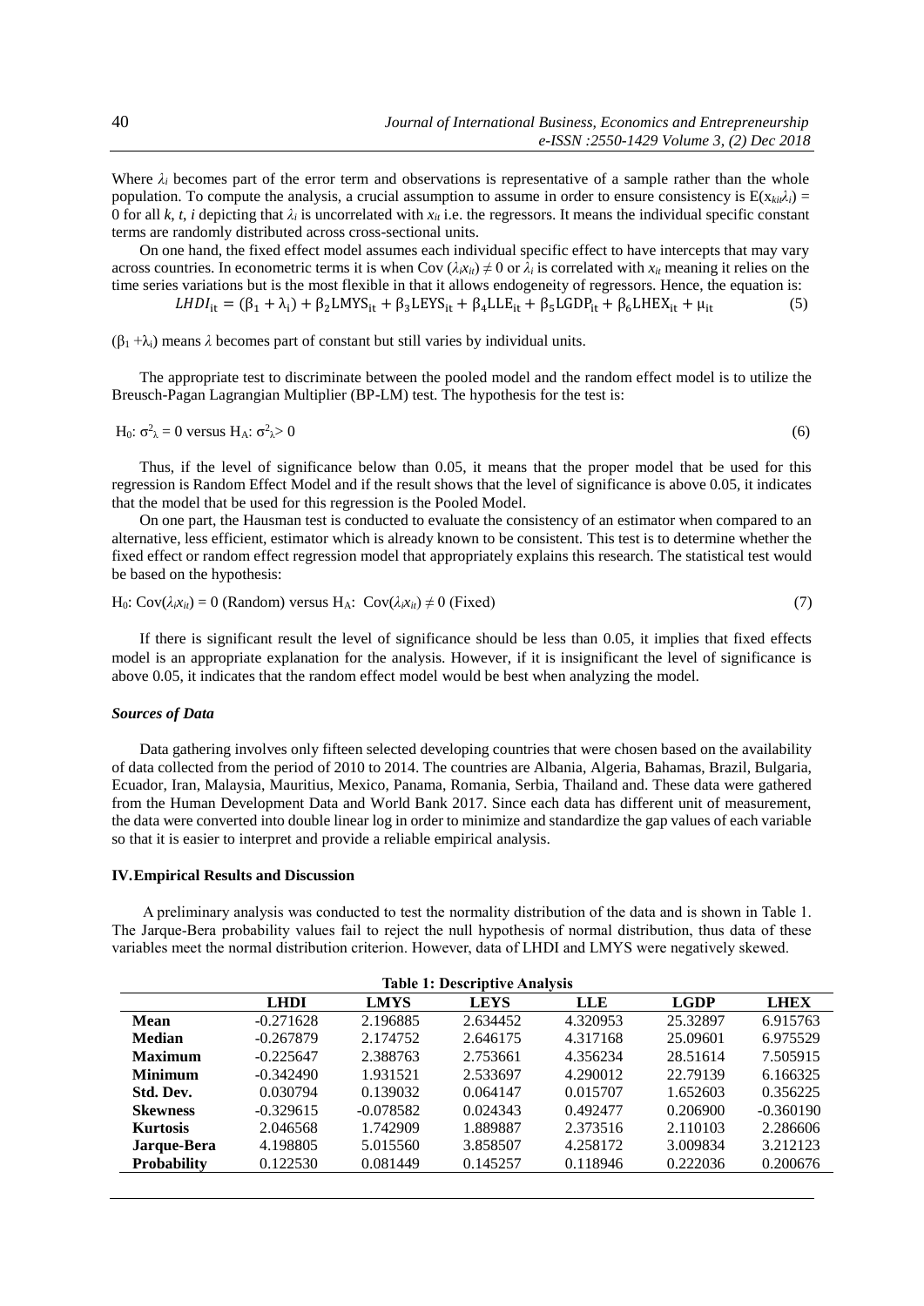Where $\lambda_i$ becomes part of the error term and observations is representative of a sample rather than the whole population. To compute the analysis, a crucial assumption to assume in order to ensure consistency is $E(x_{kit}\lambda_i) = 0$ for all $k, t, i$ depicting that $\lambda_i$ is uncorrelated with $x_{it}$ i.e. the regressors. It means the individual specific constant terms are randomly distributed across cross-sectional units.

On one hand, the fixed effect model assumes each individual specific effect to have intercepts that may vary across countries. In econometric terms it is when Cov $(\lambda_i x_{it}) \neq 0$ or $\lambda_i$ is correlated with $x_{it}$ meaning it relies on the time series variations but is the most flexible in that it allows endogeneity of regressors. Hence, the equation is:

$$LHDI_{it} = (\beta_1 + \lambda_i) + \beta_2 LMYS_{it} + \beta_3 LEYS_{it} + \beta_4 LLE_{it} + \beta_5 LGDP_{it} + \beta_6 LHEX_{it} + \mu_{it} \tag{5}$$

$(\beta_1 + \lambda_i)$ means $\lambda$ becomes part of constant but still varies by individual units.

The appropriate test to discriminate between the pooled model and the random effect model is to utilize the Breusch-Pagan Lagrangian Multiplier (BP-LM) test. The hypothesis for the test is:

$$H_0: \sigma^2_\lambda = 0 \text{ versus } H_A: \sigma^2_\lambda > 0 \tag{6}$$

Thus, if the level of significance below than 0.05, it means that the proper model that be used for this regression is Random Effect Model and if the result shows that the level of significance is above 0.05, it indicates that the model that be used for this regression is the Pooled Model.

On one part, the Hausman test is conducted to evaluate the consistency of an estimator when compared to an alternative, less efficient, estimator which is already known to be consistent. This test is to determine whether the fixed effect or random effect regression model that appropriately explains this research. The statistical test would be based on the hypothesis:

$$H_0: \text{Cov}(\lambda_i x_{it}) = 0 \text{ (Random) versus } H_A: \text{Cov}(\lambda_i x_{it}) \neq 0 \text{ (Fixed)} \tag{7}$$

If there is significant result the level of significance should be less than 0.05, it implies that fixed effects model is an appropriate explanation for the analysis. However, if it is insignificant the level of significance is above 0.05, it indicates that the random effect model would be best when analyzing the model.

### *Sources of Data*

Data gathering involves only fifteen selected developing countries that were chosen based on the availability of data collected from the period of 2010 to 2014. The countries are Albania, Algeria, Bahamas, Brazil, Bulgaria, Ecuador, Iran, Malaysia, Mauritius, Mexico, Panama, Romania, Serbia, Thailand and. These data were gathered from the Human Development Data and World Bank 2017. Since each data has different unit of measurement, the data were converted into double linear log in order to minimize and standardize the gap values of each variable so that it is easier to interpret and provide a reliable empirical analysis.

## IV. Empirical Results and Discussion

A preliminary analysis was conducted to test the normality distribution of the data and is shown in Table 1. The Jarque-Bera probability values fail to reject the null hypothesis of normal distribution, thus data of these variables meet the normal distribution criterion. However, data of LHDI and LMYS were negatively skewed.

**Table 1: Descriptive Analysis**

| | LHDI | LMYS | LEYS | LLE | LGDP | LHEX |
|---|---|---|---|---|---|---|
| **Mean** | -0.271628 | 2.196885 | 2.634452 | 4.320953 | 25.32897 | 6.915763 |
| **Median** | -0.267879 | 2.174752 | 2.646175 | 4.317168 | 25.09601 | 6.975529 |
| **Maximum** | -0.225647 | 2.388763 | 2.753661 | 4.356234 | 28.51614 | 7.505915 |
| **Minimum** | -0.342490 | 1.931521 | 2.533697 | 4.290012 | 22.79139 | 6.166325 |
| **Std. Dev.** | 0.030794 | 0.139032 | 0.064147 | 0.015707 | 1.652603 | 0.356225 |
| **Skewness** | -0.329615 | -0.078582 | 0.024343 | 0.492477 | 0.206900 | -0.360190 |
| **Kurtosis** | 2.046568 | 1.742909 | 1.889887 | 2.373516 | 2.110103 | 2.286606 |
| **Jarque-Bera** | 4.198805 | 5.015560 | 3.858507 | 4.258172 | 3.009834 | 3.212123 |
| **Probability** | 0.122530 | 0.081449 | 0.145257 | 0.118946 | 0.222036 | 0.200676 |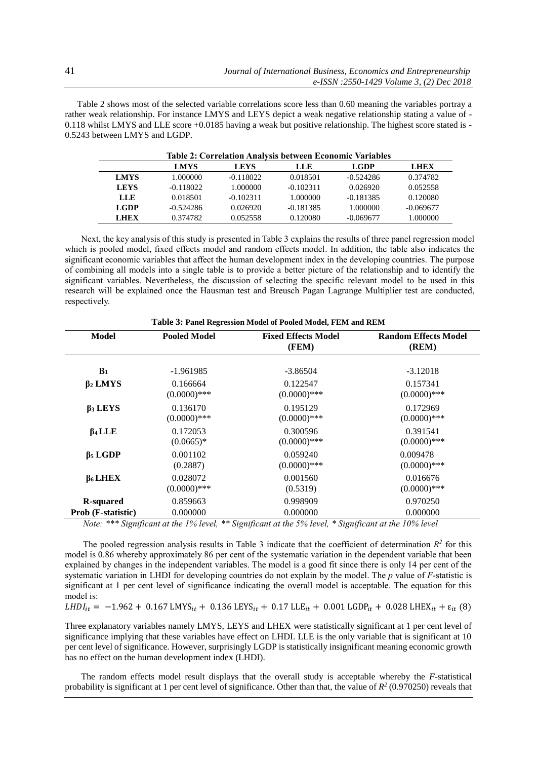Table 2 shows most of the selected variable correlations score less than 0.60 meaning the variables portray a rather weak relationship. For instance LMYS and LEYS depict a weak negative relationship stating a value of -0.118 whilst LMYS and LLE score +0.0185 having a weak but positive relationship. The highest score stated is -0.5243 between LMYS and LGDP.

**Table 2: Correlation Analysis between Economic Variables**

| | LMYS | LEYS | LLE | LGDP | LHEX |
|---|---|---|---|---|---|
| **LMYS** | 1.000000 | -0.118022 | 0.018501 | -0.524286 | 0.374782 |
| **LEYS** | -0.118022 | 1.000000 | -0.102311 | 0.026920 | 0.052558 |
| **LLE** | 0.018501 | -0.102311 | 1.000000 | -0.181385 | 0.120080 |
| **LGDP** | -0.524286 | 0.026920 | -0.181385 | 1.000000 | -0.069677 |
| **LHEX** | 0.374782 | 0.052558 | 0.120080 | -0.069677 | 1.000000 |

Next, the key analysis of this study is presented in Table 3 explains the results of three panel regression model which is pooled model, fixed effects model and random effects model. In addition, the table also indicates the significant economic variables that affect the human development index in the developing countries. The purpose of combining all models into a single table is to provide a better picture of the relationship and to identify the significant variables. Nevertheless, the discussion of selecting the specific relevant model to be used in this research will be explained once the Hausman test and Breusch Pagan Lagrange Multiplier test are conducted, respectively.

**Table 3: Panel Regression Model of Pooled Model, FEM and REM**

| Model | Pooled Model | Fixed Effects Model (FEM) | Random Effects Model (REM) |
|---|---|---|---|
| $B_1$ | -1.961985 | -3.86504 | -3.12018 |
| $\beta_2$ LMYS | 0.166664 (0.0000)*** | 0.122547 (0.0000)*** | 0.157341 (0.0000)*** |
| $\beta_3$ LEYS | 0.136170 (0.0000)*** | 0.195129 (0.0000)*** | 0.172969 (0.0000)*** |
| $\beta_4$ LLE | 0.172053 (0.0665)* | 0.300596 (0.0000)*** | 0.391541 (0.0000)*** |
| $\beta_5$ LGDP | 0.001102 (0.2887) | 0.059240 (0.0000)*** | 0.009478 (0.0000)*** |
| $\beta_6$ LHEX | 0.028072 (0.0000)*** | 0.001560 (0.5319) | 0.016676 (0.0000)*** |
| **R-squared** | 0.859663 | 0.998909 | 0.970250 |
| **Prob (F-statistic)** | 0.000000 | 0.000000 | 0.000000 |

*Note: \*\*\* Significant at the 1% level, \*\* Significant at the 5% level, \* Significant at the 10% level*

The pooled regression analysis results in Table 3 indicate that the coefficient of determination $R^2$ for this model is 0.86 whereby approximately 86 per cent of the systematic variation in the dependent variable that been explained by changes in the independent variables. The model is a good fit since there is only 14 per cent of the systematic variation in LHDI for developing countries do not explain by the model. The $p$ value of $F$-statistic is significant at 1 per cent level of significance indicating the overall model is acceptable. The equation for this model is:

$$LHDI_{it} = -1.962 + 0.167\,\text{LMYS}_{it} + 0.136\,\text{LEYS}_{it} + 0.17\,\text{LLE}_{it} + 0.001\,\text{LGDP}_{it} + 0.028\,\text{LHEX}_{it} + \varepsilon_{it} \quad (8)$$

Three explanatory variables namely LMYS, LEYS and LHEX were statistically significant at 1 per cent level of significance implying that these variables have effect on LHDI. LLE is the only variable that is significant at 10 per cent level of significance. However, surprisingly LGDP is statistically insignificant meaning economic growth has no effect on the human development index (LHDI).

The random effects model result displays that the overall study is acceptable whereby the $F$-statistical probability is significant at 1 per cent level of significance. Other than that, the value of $R^2$ (0.970250) reveals that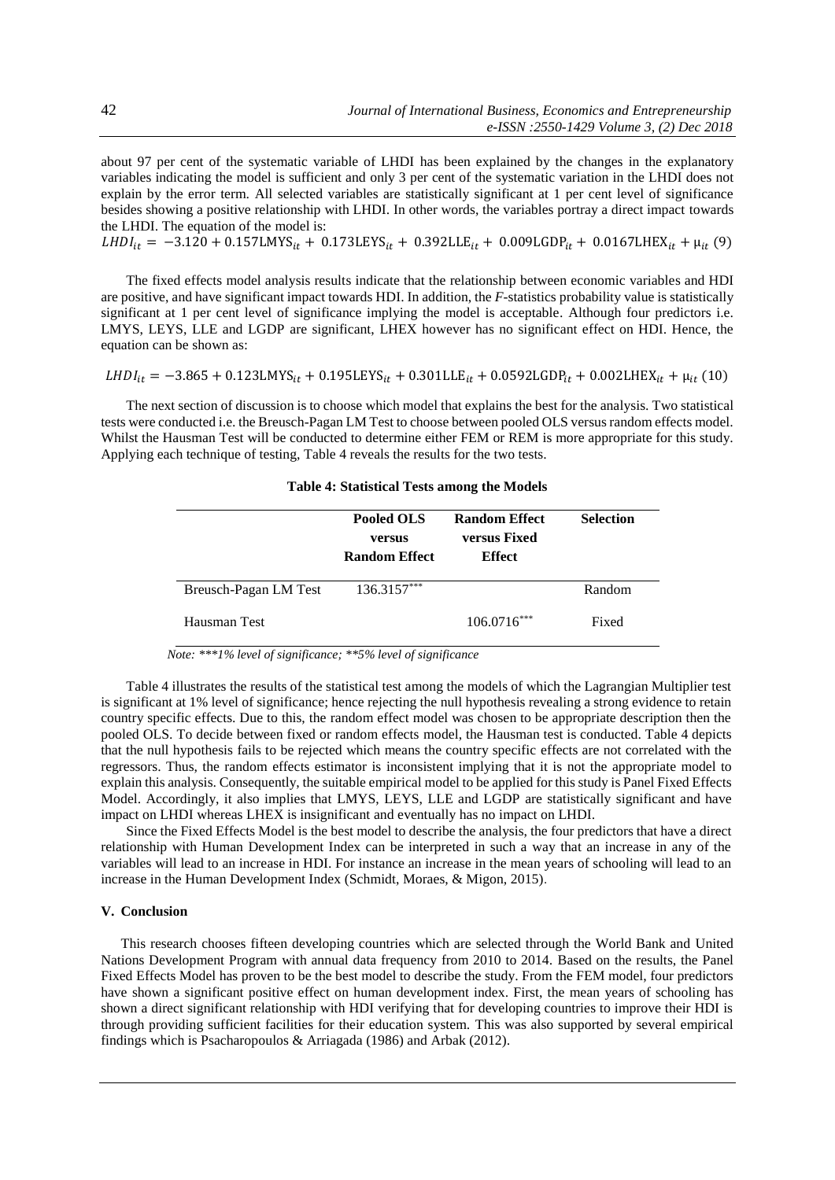about 97 per cent of the systematic variable of LHDI has been explained by the changes in the explanatory variables indicating the model is sufficient and only 3 per cent of the systematic variation in the LHDI does not explain by the error term. All selected variables are statistically significant at 1 per cent level of significance besides showing a positive relationship with LHDI. In other words, the variables portray a direct impact towards the LHDI. The equation of the model is:

$$LHDI_{it} = -3.120 + 0.157\text{LMYS}_{it} + 0.173\text{LEYS}_{it} + 0.392\text{LLE}_{it} + 0.009\text{LGDP}_{it} + 0.0167\text{LHEX}_{it} + \mu_{it} \quad (9)$$

The fixed effects model analysis results indicate that the relationship between economic variables and HDI are positive, and have significant impact towards HDI. In addition, the *F*-statistics probability value is statistically significant at 1 per cent level of significance implying the model is acceptable. Although four predictors i.e. LMYS, LEYS, LLE and LGDP are significant, LHEX however has no significant effect on HDI. Hence, the equation can be shown as:

$$LHDI_{it} = -3.865 + 0.123\text{LMYS}_{it} + 0.195\text{LEYS}_{it} + 0.301\text{LLE}_{it} + 0.0592\text{LGDP}_{it} + 0.002\text{LHEX}_{it} + \mu_{it} \quad (10)$$

The next section of discussion is to choose which model that explains the best for the analysis. Two statistical tests were conducted i.e. the Breusch-Pagan LM Test to choose between pooled OLS versus random effects model. Whilst the Hausman Test will be conducted to determine either FEM or REM is more appropriate for this study. Applying each technique of testing, Table 4 reveals the results for the two tests.

**Table 4: Statistical Tests among the Models**

| | Pooled OLS versus Random Effect | Random Effect versus Fixed Effect | Selection |
|---|---|---|---|
| Breusch-Pagan LM Test | 136.3157*** | | Random |
| Hausman Test | | 106.0716*** | Fixed |

*Note: ***1% level of significance; **5% level of significance*

Table 4 illustrates the results of the statistical test among the models of which the Lagrangian Multiplier test is significant at 1% level of significance; hence rejecting the null hypothesis revealing a strong evidence to retain country specific effects. Due to this, the random effect model was chosen to be appropriate description then the pooled OLS. To decide between fixed or random effects model, the Hausman test is conducted. Table 4 depicts that the null hypothesis fails to be rejected which means the country specific effects are not correlated with the regressors. Thus, the random effects estimator is inconsistent implying that it is not the appropriate model to explain this analysis. Consequently, the suitable empirical model to be applied for this study is Panel Fixed Effects Model. Accordingly, it also implies that LMYS, LEYS, LLE and LGDP are statistically significant and have impact on LHDI whereas LHEX is insignificant and eventually has no impact on LHDI.

Since the Fixed Effects Model is the best model to describe the analysis, the four predictors that have a direct relationship with Human Development Index can be interpreted in such a way that an increase in any of the variables will lead to an increase in HDI. For instance an increase in the mean years of schooling will lead to an increase in the Human Development Index (Schmidt, Moraes, & Migon, 2015).

## V. Conclusion

This research chooses fifteen developing countries which are selected through the World Bank and United Nations Development Program with annual data frequency from 2010 to 2014. Based on the results, the Panel Fixed Effects Model has proven to be the best model to describe the study. From the FEM model, four predictors have shown a significant positive effect on human development index. First, the mean years of schooling has shown a direct significant relationship with HDI verifying that for developing countries to improve their HDI is through providing sufficient facilities for their education system. This was also supported by several empirical findings which is Psacharopoulos & Arriagada (1986) and Arbak (2012).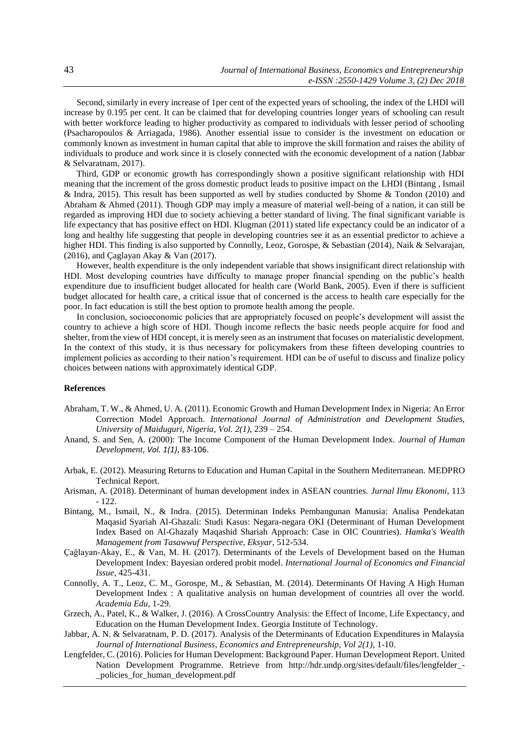Second, similarly in every increase of 1per cent of the expected years of schooling, the index of the LHDI will increase by 0.195 per cent. It can be claimed that for developing countries longer years of schooling can result with better workforce leading to higher productivity as compared to individuals with lesser period of schooling (Psacharopoulos & Arriagada, 1986). Another essential issue to consider is the investment on education or commonly known as investment in human capital that able to improve the skill formation and raises the ability of individuals to produce and work since it is closely connected with the economic development of a nation (Jabbar & Selvaratnam, 2017).

Third, GDP or economic growth has correspondingly shown a positive significant relationship with HDI meaning that the increment of the gross domestic product leads to positive impact on the LHDI (Bintang , Ismail & Indra, 2015). This result has been supported as well by studies conducted by Shome & Tondon (2010) and Abraham & Ahmed (2011). Though GDP may imply a measure of material well-being of a nation, it can still be regarded as improving HDI due to society achieving a better standard of living. The final significant variable is life expectancy that has positive effect on HDI. Klugman (2011) stated life expectancy could be an indicator of a long and healthy life suggesting that people in developing countries see it as an essential predictor to achieve a higher HDI. This finding is also supported by Connolly, Leoz, Gorospe, & Sebastian (2014), Naik & Selvarajan, (2016), and Çaglayan Akay & Van (2017).

However, health expenditure is the only independent variable that shows insignificant direct relationship with HDI. Most developing countries have difficulty to manage proper financial spending on the public's health expenditure due to insufficient budget allocated for health care (World Bank, 2005). Even if there is sufficient budget allocated for health care, a critical issue that of concerned is the access to health care especially for the poor. In fact education is still the best option to promote health among the people.

In conclusion, socioeconomic policies that are appropriately focused on people's development will assist the country to achieve a high score of HDI. Though income reflects the basic needs people acquire for food and shelter, from the view of HDI concept, it is merely seen as an instrument that focuses on materialistic development. In the context of this study, it is thus necessary for policymakers from these fifteen developing countries to implement policies as according to their nation's requirement. HDI can be of useful to discuss and finalize policy choices between nations with approximately identical GDP.

## References

Abraham, T. W., & Ahmed, U. A. (2011). Economic Growth and Human Development Index in Nigeria: An Error Correction Model Approach. *International Journal of Administration and Development Studies, University of Maiduguri, Nigeria, Vol. 2(1)*, 239 – 254.

Anand, S. and Sen, A. (2000): The Income Component of the Human Development Index. *Journal of Human Development, Vol. 1(1)*, 83-106.

Arbak, E. (2012). Measuring Returns to Education and Human Capital in the Southern Mediterranean. MEDPRO Technical Report.

Arisman, A. (2018). Determinant of human development index in ASEAN countries. *Jurnal Ilmu Ekonomi*, 113 - 122.

Bintang, M., Ismail, N., & Indra. (2015). Determinan Indeks Pembangunan Manusia: Analisa Pendekatan Maqasid Syariah Al-Ghazali: Studi Kasus: Negara-negara OKI (Determinant of Human Development Index Based on Al-Ghazaly Maqashid Shariah Approach: Case in OIC Countries). *Hamka's Wealth Management from Tasawwuf Perspective, Eksyar*, 512-534.

Çağlayan-Akay, E., & Van, M. H. (2017). Determinants of the Levels of Development based on the Human Development Index: Bayesian ordered probit model. *International Journal of Economics and Financial Issue*, 425-431.

Connolly, A. T., Leoz, C. M., Gorospe, M., & Sebastian, M. (2014). Determinants Of Having A High Human Development Index : A qualitative analysis on human development of countries all over the world. *Academia Edu*, 1-29.

Grzech, A., Patel, K., & Walker, J. (2016). A CrossCountry Analysis: the Effect of Income, Life Expectancy, and Education on the Human Development Index. Georgia Institute of Technology.

Jabbar, A. N. & Selvaratnam, P. D. (2017). Analysis of the Determinants of Education Expenditures in Malaysia *Journal of International Business, Economics and Entrepreneurship, Vol 2(1)*, 1-10.

Lengfelder, C. (2016). Policies for Human Development: Background Paper. Human Development Report. United Nation Development Programme. Retrieve from http://hdr.undp.org/sites/default/files/lengfelder_-_policies_for_human_development.pdf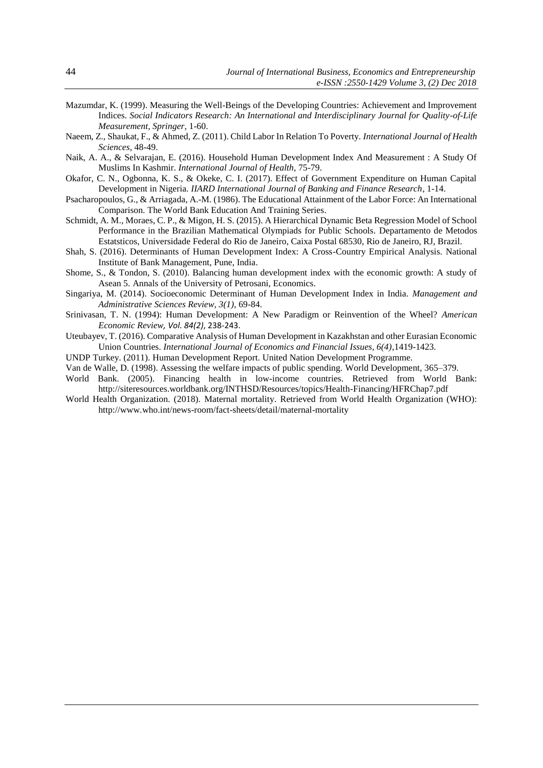Mazumdar, K. (1999). Measuring the Well-Beings of the Developing Countries: Achievement and Improvement Indices. *Social Indicators Research: An International and Interdisciplinary Journal for Quality-of-Life Measurement, Springer*, 1-60.

Naeem, Z., Shaukat, F., & Ahmed, Z. (2011). Child Labor In Relation To Poverty. *International Journal of Health Sciences*, 48-49.

Naik, A. A., & Selvarajan, E. (2016). Household Human Development Index And Measurement : A Study Of Muslims In Kashmir. *International Journal of Health*, 75-79.

Okafor, C. N., Ogbonna, K. S., & Okeke, C. I. (2017). Effect of Government Expenditure on Human Capital Development in Nigeria. *IIARD International Journal of Banking and Finance Research*, 1-14.

Psacharopoulos, G., & Arriagada, A.-M. (1986). The Educational Attainment of the Labor Force: An International Comparison. The World Bank Education And Training Series.

Schmidt, A. M., Moraes, C. P., & Migon, H. S. (2015). A Hierarchical Dynamic Beta Regression Model of School Performance in the Brazilian Mathematical Olympiads for Public Schools. Departamento de Metodos Estatsticos, Universidade Federal do Rio de Janeiro, Caixa Postal 68530, Rio de Janeiro, RJ, Brazil.

Shah, S. (2016). Determinants of Human Development Index: A Cross-Country Empirical Analysis. National Institute of Bank Management, Pune, India.

Shome, S., & Tondon, S. (2010). Balancing human development index with the economic growth: A study of Asean 5. Annals of the University of Petrosani, Economics.

Singariya, M. (2014). Socioeconomic Determinant of Human Development Index in India. *Management and Administrative Sciences Review, 3(1)*, 69-84.

Srinivasan, T. N. (1994): Human Development: A New Paradigm or Reinvention of the Wheel? *American Economic Review, Vol. 84(2),* 238-243.

Uteubayev, T. (2016). Comparative Analysis of Human Development in Kazakhstan and other Eurasian Economic Union Countries. *International Journal of Economics and Financial Issues, 6(4)*,1419-1423.

UNDP Turkey. (2011). Human Development Report. United Nation Development Programme.

Van de Walle, D. (1998). Assessing the welfare impacts of public spending. World Development, 365–379.

World Bank. (2005). Financing health in low-income countries. Retrieved from World Bank: http://siteresources.worldbank.org/INTHSD/Resources/topics/Health-Financing/HFRChap7.pdf

World Health Organization. (2018). Maternal mortality. Retrieved from World Health Organization (WHO): http://www.who.int/news-room/fact-sheets/detail/maternal-mortality